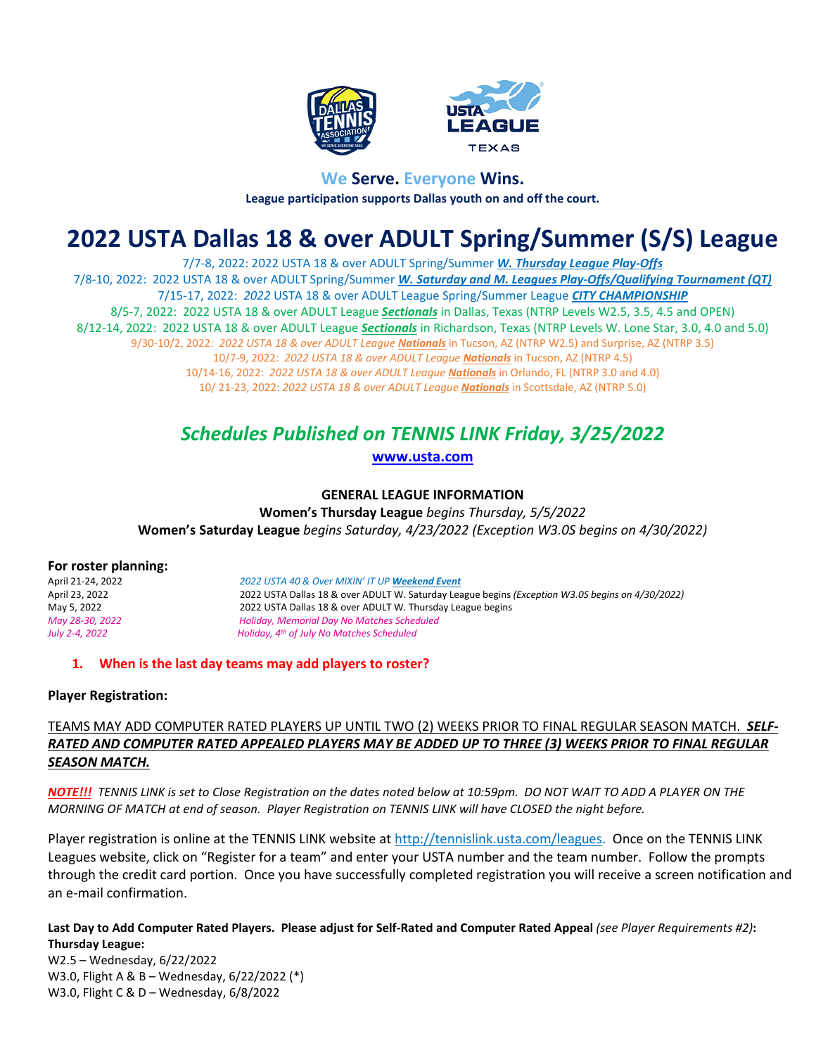**We Serve. Everyone Wins.**

**League participation supports Dallas youth on and off the court.**

# 2022 USTA Dallas 18 & over ADULT Spring/Summer (S/S) League

7/7-8, 2022: 2022 USTA 18 & over ADULT Spring/Summer ***W. Thursday League Play-Offs***

7/8-10, 2022: 2022 USTA 18 & over ADULT Spring/Summer ***W. Saturday and M. Leagues Play-Offs/Qualifying Tournament (QT)***

7/15-17, 2022: *2022* USTA 18 & over ADULT League Spring/Summer League ***CITY CHAMPIONSHIP***

8/5-7, 2022: 2022 USTA 18 & over ADULT League ***Sectionals*** in Dallas, Texas (NTRP Levels W2.5, 3.5, 4.5 and OPEN)

8/12-14, 2022: 2022 USTA 18 & over ADULT League ***Sectionals*** in Richardson, Texas (NTRP Levels W. Lone Star, 3.0, 4.0 and 5.0)

9/30-10/2, 2022: *2022 USTA 18 & over ADULT League* ***Nationals*** in Tucson, AZ (NTRP W2.5) and Surprise, AZ (NTRP 3.5)

10/7-9, 2022: *2022 USTA 18 & over ADULT League* ***Nationals*** in Tucson, AZ (NTRP 4.5)

10/14-16, 2022: *2022 USTA 18 & over ADULT League* ***Nationals*** in Orlando, FL (NTRP 3.0 and 4.0)

10/ 21-23, 2022: *2022 USTA 18 & over ADULT League* ***Nationals*** in Scottsdale, AZ (NTRP 5.0)

## *Schedules Published on TENNIS LINK Friday, 3/25/2022*

**www.usta.com**

**GENERAL LEAGUE INFORMATION**

**Women's Thursday League** *begins Thursday, 5/5/2022*

**Women's Saturday League** *begins Saturday, 4/23/2022 (Exception W3.0S begins on 4/30/2022)*

### For roster planning:

| | |
|---|---|
| April 21-24, 2022 | *2022 USTA 40 & Over MIXIN' IT UP **Weekend Event*** |
| April 23, 2022 | 2022 USTA Dallas 18 & over ADULT W. Saturday League begins *(Exception W3.0S begins on 4/30/2022)* |
| May 5, 2022 | 2022 USTA Dallas 18 & over ADULT W. Thursday League begins |
| *May 28-30, 2022* | *Holiday, Memorial Day No Matches Scheduled* |
| *July 2-4, 2022* | *Holiday, 4th of July No Matches Scheduled* |

1. **When is the last day teams may add players to roster?**

**Player Registration:**

TEAMS MAY ADD COMPUTER RATED PLAYERS UP UNTIL TWO (2) WEEKS PRIOR TO FINAL REGULAR SEASON MATCH. ***SELF-RATED AND COMPUTER RATED APPEALED PLAYERS MAY BE ADDED UP TO THREE (3) WEEKS PRIOR TO FINAL REGULAR SEASON MATCH.***

***NOTE!!!*** *TENNIS LINK is set to Close Registration on the dates noted below at 10:59pm. DO NOT WAIT TO ADD A PLAYER ON THE MORNING OF MATCH at end of season. Player Registration on TENNIS LINK will have CLOSED the night before.*

Player registration is online at the TENNIS LINK website at http://tennislink.usta.com/leagues. Once on the TENNIS LINK Leagues website, click on "Register for a team" and enter your USTA number and the team number. Follow the prompts through the credit card portion. Once you have successfully completed registration you will receive a screen notification and an e-mail confirmation.

**Last Day to Add Computer Rated Players. Please adjust for Self-Rated and Computer Rated Appeal** *(see Player Requirements #2)***:**

**Thursday League:**

W2.5 – Wednesday, 6/22/2022

W3.0, Flight A & B – Wednesday, 6/22/2022 (*)

W3.0, Flight C & D – Wednesday, 6/8/2022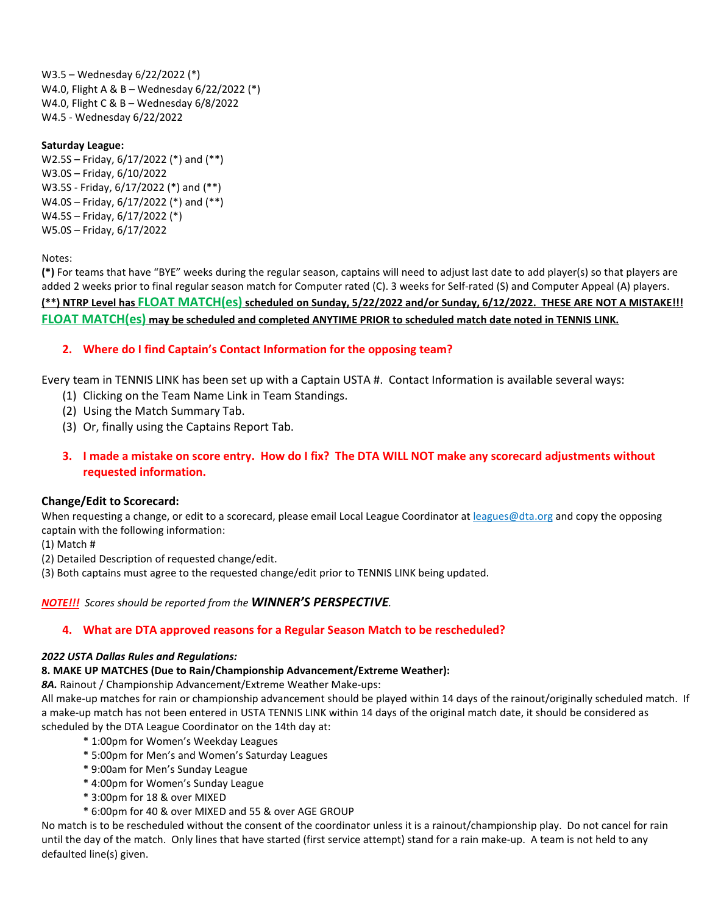W3.5 – Wednesday 6/22/2022 (*)
W4.0, Flight A & B – Wednesday 6/22/2022 (*)
W4.0, Flight C & B – Wednesday 6/8/2022
W4.5 - Wednesday 6/22/2022

**Saturday League:**
W2.5S – Friday, 6/17/2022 (*) and (**)
W3.0S – Friday, 6/10/2022
W3.5S - Friday, 6/17/2022 (*) and (**)
W4.0S – Friday, 6/17/2022 (*) and (**)
W4.5S – Friday, 6/17/2022 (*)
W5.0S – Friday, 6/17/2022

Notes:
**(*)** For teams that have "BYE" weeks during the regular season, captains will need to adjust last date to add player(s) so that players are added 2 weeks prior to final regular season match for Computer rated (C). 3 weeks for Self-rated (S) and Computer Appeal (A) players.
**(**) NTRP Level has FLOAT MATCH(es) scheduled on Sunday, 5/22/2022 and/or Sunday, 6/12/2022. THESE ARE NOT A MISTAKE!!! FLOAT MATCH(es) may be scheduled and completed ANYTIME PRIOR to scheduled match date noted in TENNIS LINK.**

## 2. Where do I find Captain's Contact Information for the opposing team?

Every team in TENNIS LINK has been set up with a Captain USTA #. Contact Information is available several ways:
(1) Clicking on the Team Name Link in Team Standings.
(2) Using the Match Summary Tab.
(3) Or, finally using the Captains Report Tab.

## 3. I made a mistake on score entry. How do I fix? The DTA WILL NOT make any scorecard adjustments without requested information.

### Change/Edit to Scorecard:

When requesting a change, or edit to a scorecard, please email Local League Coordinator at leagues@dta.org and copy the opposing captain with the following information:
(1) Match #
(2) Detailed Description of requested change/edit.
(3) Both captains must agree to the requested change/edit prior to TENNIS LINK being updated.

***NOTE!!!*** *Scores should be reported from the **WINNER'S PERSPECTIVE**.*

## 4. What are DTA approved reasons for a Regular Season Match to be rescheduled?

***2022 USTA Dallas Rules and Regulations:***
**8. MAKE UP MATCHES (Due to Rain/Championship Advancement/Extreme Weather):**
*8A.* Rainout / Championship Advancement/Extreme Weather Make-ups:
All make-up matches for rain or championship advancement should be played within 14 days of the rainout/originally scheduled match. If a make-up match has not been entered in USTA TENNIS LINK within 14 days of the original match date, it should be considered as scheduled by the DTA League Coordinator on the 14th day at:

* 1:00pm for Women's Weekday Leagues
* 5:00pm for Men's and Women's Saturday Leagues
* 9:00am for Men's Sunday League
* 4:00pm for Women's Sunday League
* 3:00pm for 18 & over MIXED
* 6:00pm for 40 & over MIXED and 55 & over AGE GROUP

No match is to be rescheduled without the consent of the coordinator unless it is a rainout/championship play. Do not cancel for rain until the day of the match. Only lines that have started (first service attempt) stand for a rain make-up. A team is not held to any defaulted line(s) given.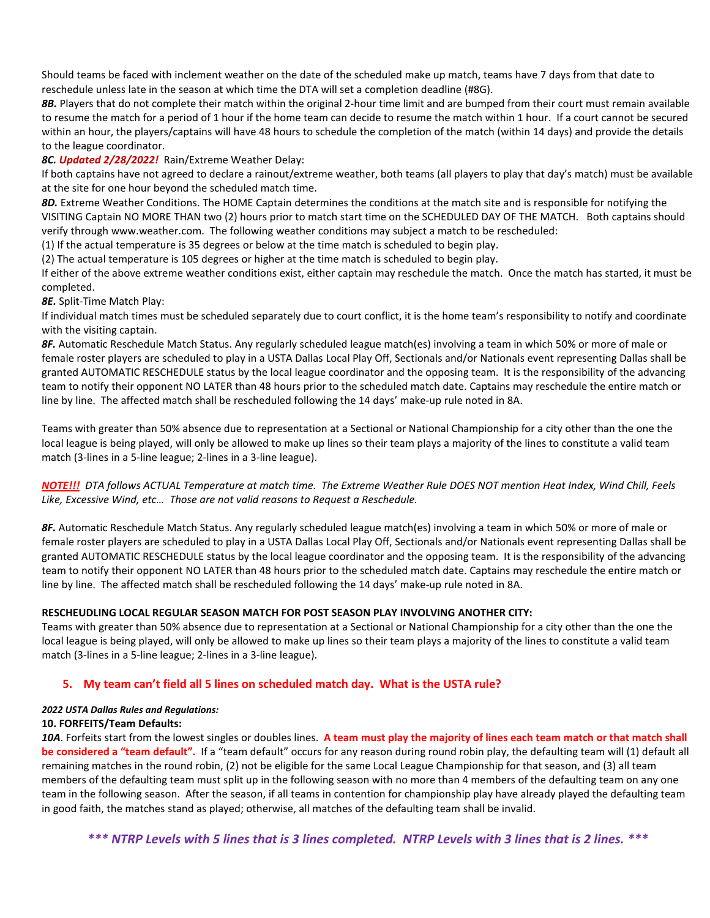Should teams be faced with inclement weather on the date of the scheduled make up match, teams have 7 days from that date to reschedule unless late in the season at which time the DTA will set a completion deadline (#8G).

***8B.*** Players that do not complete their match within the original 2-hour time limit and are bumped from their court must remain available to resume the match for a period of 1 hour if the home team can decide to resume the match within 1 hour. If a court cannot be secured within an hour, the players/captains will have 48 hours to schedule the completion of the match (within 14 days) and provide the details to the league coordinator.

***8C. Updated 2/28/2022!*** Rain/Extreme Weather Delay:

If both captains have not agreed to declare a rainout/extreme weather, both teams (all players to play that day's match) must be available at the site for one hour beyond the scheduled match time.

***8D.*** Extreme Weather Conditions. The HOME Captain determines the conditions at the match site and is responsible for notifying the VISITING Captain NO MORE THAN two (2) hours prior to match start time on the SCHEDULED DAY OF THE MATCH. Both captains should verify through www.weather.com. The following weather conditions may subject a match to be rescheduled:

(1) If the actual temperature is 35 degrees or below at the time match is scheduled to begin play.

(2) The actual temperature is 105 degrees or higher at the time match is scheduled to begin play.

If either of the above extreme weather conditions exist, either captain may reschedule the match. Once the match has started, it must be completed.

***8E.*** Split-Time Match Play:

If individual match times must be scheduled separately due to court conflict, it is the home team's responsibility to notify and coordinate with the visiting captain.

***8F.*** Automatic Reschedule Match Status. Any regularly scheduled league match(es) involving a team in which 50% or more of male or female roster players are scheduled to play in a USTA Dallas Local Play Off, Sectionals and/or Nationals event representing Dallas shall be granted AUTOMATIC RESCHEDULE status by the local league coordinator and the opposing team. It is the responsibility of the advancing team to notify their opponent NO LATER than 48 hours prior to the scheduled match date. Captains may reschedule the entire match or line by line. The affected match shall be rescheduled following the 14 days' make-up rule noted in 8A.

Teams with greater than 50% absence due to representation at a Sectional or National Championship for a city other than the one the local league is being played, will only be allowed to make up lines so their team plays a majority of the lines to constitute a valid team match (3-lines in a 5-line league; 2-lines in a 3-line league).

***NOTE!!!*** *DTA follows ACTUAL Temperature at match time. The Extreme Weather Rule DOES NOT mention Heat Index, Wind Chill, Feels Like, Excessive Wind, etc… Those are not valid reasons to Request a Reschedule.*

***8F.*** Automatic Reschedule Match Status. Any regularly scheduled league match(es) involving a team in which 50% or more of male or female roster players are scheduled to play in a USTA Dallas Local Play Off, Sectionals and/or Nationals event representing Dallas shall be granted AUTOMATIC RESCHEDULE status by the local league coordinator and the opposing team. It is the responsibility of the advancing team to notify their opponent NO LATER than 48 hours prior to the scheduled match date. Captains may reschedule the entire match or line by line. The affected match shall be rescheduled following the 14 days' make-up rule noted in 8A.

**RESCHEUDLING LOCAL REGULAR SEASON MATCH FOR POST SEASON PLAY INVOLVING ANOTHER CITY:**

Teams with greater than 50% absence due to representation at a Sectional or National Championship for a city other than the one the local league is being played, will only be allowed to make up lines so their team plays a majority of the lines to constitute a valid team match (3-lines in a 5-line league; 2-lines in a 3-line league).

## 5. My team can't field all 5 lines on scheduled match day. What is the USTA rule?

***2022 USTA Dallas Rules and Regulations:***

**10. FORFEITS/Team Defaults:**

***10A***. Forfeits start from the lowest singles or doubles lines. **A team must play the majority of lines each team match or that match shall be considered a "team default".** If a "team default" occurs for any reason during round robin play, the defaulting team will (1) default all remaining matches in the round robin, (2) not be eligible for the same Local League Championship for that season, and (3) all team members of the defaulting team must split up in the following season with no more than 4 members of the defaulting team on any one team in the following season. After the season, if all teams in contention for championship play have already played the defaulting team in good faith, the matches stand as played; otherwise, all matches of the defaulting team shall be invalid.

***\*\*\* NTRP Levels with 5 lines that is 3 lines completed. NTRP Levels with 3 lines that is 2 lines. \*\*\****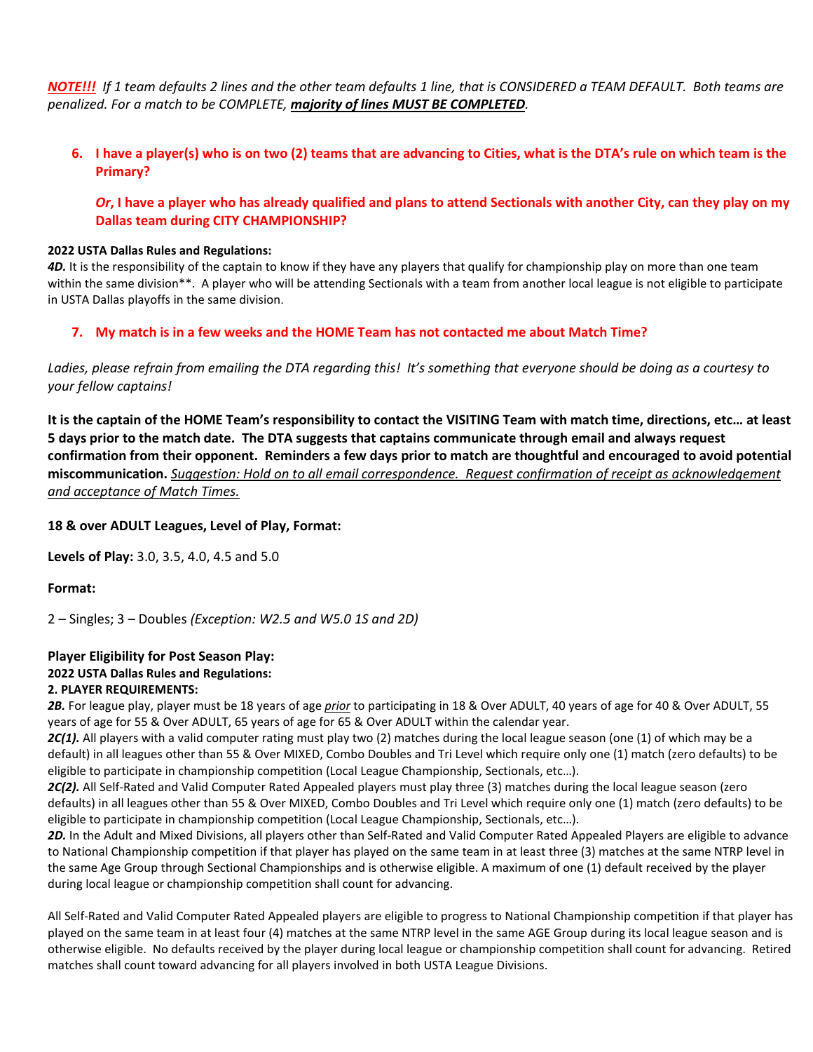***NOTE!!!*** *If 1 team defaults 2 lines and the other team defaults 1 line, that is CONSIDERED a TEAM DEFAULT. Both teams are penalized. For a match to be COMPLETE,* ***majority of lines MUST BE COMPLETED****.*

6. **I have a player(s) who is on two (2) teams that are advancing to Cities, what is the DTA's rule on which team is the Primary?**

   ***Or*****, I have a player who has already qualified and plans to attend Sectionals with another City, can they play on my Dallas team during CITY CHAMPIONSHIP?**

**2022 USTA Dallas Rules and Regulations:**
***4D.*** It is the responsibility of the captain to know if they have any players that qualify for championship play on more than one team within the same division**. A player who will be attending Sectionals with a team from another local league is not eligible to participate in USTA Dallas playoffs in the same division.

7. **My match is in a few weeks and the HOME Team has not contacted me about Match Time?**

*Ladies, please refrain from emailing the DTA regarding this! It's something that everyone should be doing as a courtesy to your fellow captains!*

**It is the captain of the HOME Team's responsibility to contact the VISITING Team with match time, directions, etc… at least 5 days prior to the match date. The DTA suggests that captains communicate through email and always request confirmation from their opponent. Reminders a few days prior to match are thoughtful and encouraged to avoid potential miscommunication.** *Suggestion: Hold on to all email correspondence. Request confirmation of receipt as acknowledgement and acceptance of Match Times.*

**18 & over ADULT Leagues, Level of Play, Format:**

**Levels of Play:** 3.0, 3.5, 4.0, 4.5 and 5.0

**Format:**

2 – Singles; 3 – Doubles *(Exception: W2.5 and W5.0 1S and 2D)*

**Player Eligibility for Post Season Play:**
**2022 USTA Dallas Rules and Regulations:**
**2. PLAYER REQUIREMENTS:**
***2B.*** For league play, player must be 18 years of age *prior* to participating in 18 & Over ADULT, 40 years of age for 40 & Over ADULT, 55 years of age for 55 & Over ADULT, 65 years of age for 65 & Over ADULT within the calendar year.
***2C(1).*** All players with a valid computer rating must play two (2) matches during the local league season (one (1) of which may be a default) in all leagues other than 55 & Over MIXED, Combo Doubles and Tri Level which require only one (1) match (zero defaults) to be eligible to participate in championship competition (Local League Championship, Sectionals, etc…).
***2C(2).*** All Self-Rated and Valid Computer Rated Appealed players must play three (3) matches during the local league season (zero defaults) in all leagues other than 55 & Over MIXED, Combo Doubles and Tri Level which require only one (1) match (zero defaults) to be eligible to participate in championship competition (Local League Championship, Sectionals, etc…).
***2D.*** In the Adult and Mixed Divisions, all players other than Self-Rated and Valid Computer Rated Appealed Players are eligible to advance to National Championship competition if that player has played on the same team in at least three (3) matches at the same NTRP level in the same Age Group through Sectional Championships and is otherwise eligible. A maximum of one (1) default received by the player during local league or championship competition shall count for advancing.

All Self-Rated and Valid Computer Rated Appealed players are eligible to progress to National Championship competition if that player has played on the same team in at least four (4) matches at the same NTRP level in the same AGE Group during its local league season and is otherwise eligible. No defaults received by the player during local league or championship competition shall count for advancing. Retired matches shall count toward advancing for all players involved in both USTA League Divisions.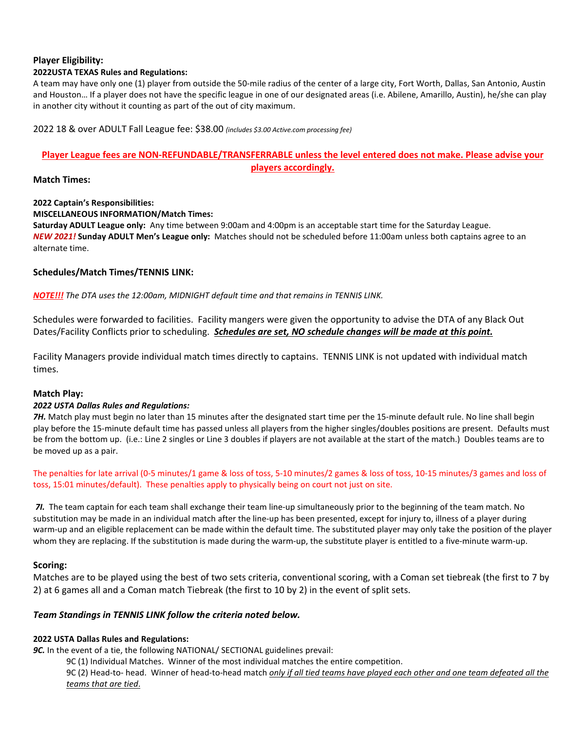**Player Eligibility:**

**2022USTA TEXAS Rules and Regulations:**

A team may have only one (1) player from outside the 50-mile radius of the center of a large city, Fort Worth, Dallas, San Antonio, Austin and Houston… If a player does not have the specific league in one of our designated areas (i.e. Abilene, Amarillo, Austin), he/she can play in another city without it counting as part of the out of city maximum.

2022 18 & over ADULT Fall League fee: $38.00 *(includes $3.00 Active.com processing fee)*

**Player League fees are NON-REFUNDABLE/TRANSFERRABLE unless the level entered does not make. Please advise your players accordingly.**

**Match Times:**

**2022 Captain's Responsibilities:**

**MISCELLANEOUS INFORMATION/Match Times:**

**Saturday ADULT League only:** Any time between 9:00am and 4:00pm is an acceptable start time for the Saturday League.

***NEW 2021!*** **Sunday ADULT Men's League only:** Matches should not be scheduled before 11:00am unless both captains agree to an alternate time.

**Schedules/Match Times/TENNIS LINK:**

***NOTE!!!*** *The DTA uses the 12:00am, MIDNIGHT default time and that remains in TENNIS LINK.*

Schedules were forwarded to facilities. Facility mangers were given the opportunity to advise the DTA of any Black Out Dates/Facility Conflicts prior to scheduling. ***Schedules are set, NO schedule changes will be made at this point.***

Facility Managers provide individual match times directly to captains. TENNIS LINK is not updated with individual match times.

**Match Play:**

***2022 USTA Dallas Rules and Regulations:***

***7H.*** Match play must begin no later than 15 minutes after the designated start time per the 15-minute default rule. No line shall begin play before the 15-minute default time has passed unless all players from the higher singles/doubles positions are present. Defaults must be from the bottom up. (i.e.: Line 2 singles or Line 3 doubles if players are not available at the start of the match.) Doubles teams are to be moved up as a pair.

The penalties for late arrival (0-5 minutes/1 game & loss of toss, 5-10 minutes/2 games & loss of toss, 10-15 minutes/3 games and loss of toss, 15:01 minutes/default). These penalties apply to physically being on court not just on site.

***7I.*** The team captain for each team shall exchange their team line-up simultaneously prior to the beginning of the team match. No substitution may be made in an individual match after the line-up has been presented, except for injury to, illness of a player during warm-up and an eligible replacement can be made within the default time. The substituted player may only take the position of the player whom they are replacing. If the substitution is made during the warm-up, the substitute player is entitled to a five-minute warm-up.

**Scoring:**

Matches are to be played using the best of two sets criteria, conventional scoring, with a Coman set tiebreak (the first to 7 by 2) at 6 games all and a Coman match Tiebreak (the first to 10 by 2) in the event of split sets.

***Team Standings in TENNIS LINK follow the criteria noted below.***

**2022 USTA Dallas Rules and Regulations:**

***9C.*** In the event of a tie, the following NATIONAL/ SECTIONAL guidelines prevail:

9C (1) Individual Matches. Winner of the most individual matches the entire competition.

9C (2) Head-to- head. Winner of head-to-head match *only if all tied teams have played each other and one team defeated all the teams that are tied*.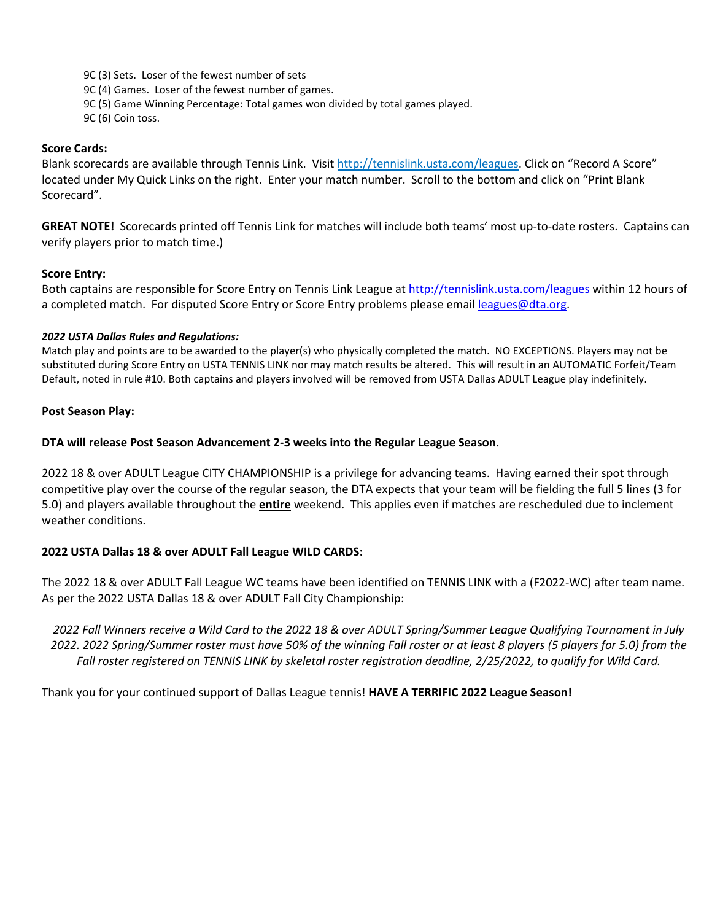9C (3) Sets. Loser of the fewest number of sets
9C (4) Games. Loser of the fewest number of games.
9C (5) Game Winning Percentage: Total games won divided by total games played.
9C (6) Coin toss.

**Score Cards:**
Blank scorecards are available through Tennis Link. Visit http://tennislink.usta.com/leagues. Click on "Record A Score" located under My Quick Links on the right. Enter your match number. Scroll to the bottom and click on "Print Blank Scorecard".

**GREAT NOTE!** Scorecards printed off Tennis Link for matches will include both teams' most up-to-date rosters. Captains can verify players prior to match time.)

**Score Entry:**
Both captains are responsible for Score Entry on Tennis Link League at http://tennislink.usta.com/leagues within 12 hours of a completed match. For disputed Score Entry or Score Entry problems please email leagues@dta.org.

***2022 USTA Dallas Rules and Regulations:***
Match play and points are to be awarded to the player(s) who physically completed the match. NO EXCEPTIONS. Players may not be substituted during Score Entry on USTA TENNIS LINK nor may match results be altered. This will result in an AUTOMATIC Forfeit/Team Default, noted in rule #10. Both captains and players involved will be removed from USTA Dallas ADULT League play indefinitely.

**Post Season Play:**

**DTA will release Post Season Advancement 2-3 weeks into the Regular League Season.**

2022 18 & over ADULT League CITY CHAMPIONSHIP is a privilege for advancing teams. Having earned their spot through competitive play over the course of the regular season, the DTA expects that your team will be fielding the full 5 lines (3 for 5.0) and players available throughout the **entire** weekend. This applies even if matches are rescheduled due to inclement weather conditions.

**2022 USTA Dallas 18 & over ADULT Fall League WILD CARDS:**

The 2022 18 & over ADULT Fall League WC teams have been identified on TENNIS LINK with a (F2022-WC) after team name. As per the 2022 USTA Dallas 18 & over ADULT Fall City Championship:

*2022 Fall Winners receive a Wild Card to the 2022 18 & over ADULT Spring/Summer League Qualifying Tournament in July 2022. 2022 Spring/Summer roster must have 50% of the winning Fall roster or at least 8 players (5 players for 5.0) from the Fall roster registered on TENNIS LINK by skeletal roster registration deadline, 2/25/2022, to qualify for Wild Card.*

Thank you for your continued support of Dallas League tennis! **HAVE A TERRIFIC 2022 League Season!**